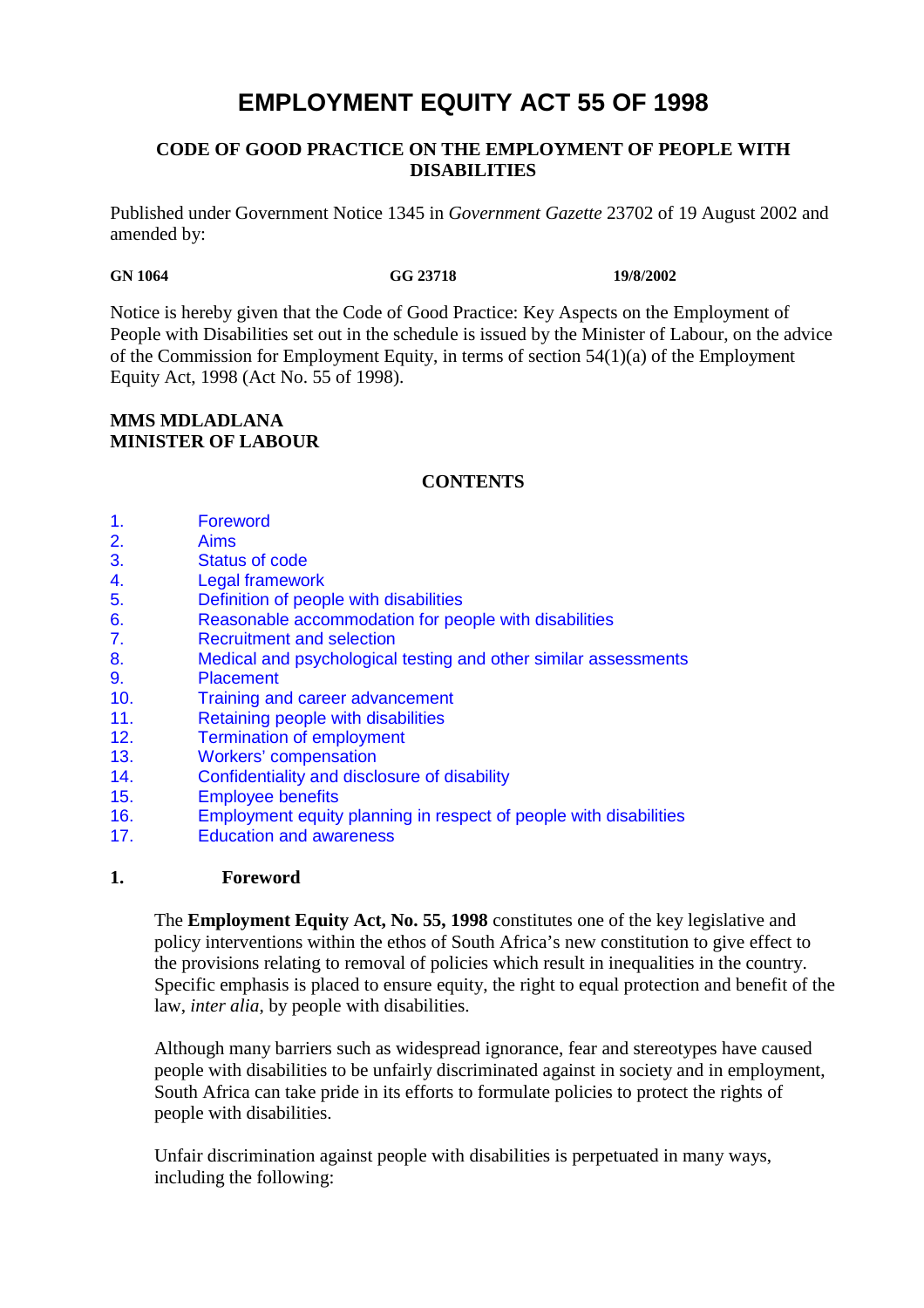# EMPLOYMENT EQUITY ACT 55 OF 1998

## CODE OF GOOD PRACTICE ON THE EMPLOYMENT OF PEOPLE WITH DISABILITIES

Published under Government Notice 1345 in *Government Gazette* 23702 of 19 August 2002 and amended by:

| **GN 1064** | **GG 23718** | **19/8/2002** |
|---|---|---|

Notice is hereby given that the Code of Good Practice: Key Aspects on the Employment of People with Disabilities set out in the schedule is issued by the Minister of Labour, on the advice of the Commission for Employment Equity, in terms of section 54(1)(a) of the Employment Equity Act, 1998 (Act No. 55 of 1998).

**MMS MDLADLANA**
**MINISTER OF LABOUR**

**CONTENTS**

1. Foreword
2. Aims
3. Status of code
4. Legal framework
5. Definition of people with disabilities
6. Reasonable accommodation for people with disabilities
7. Recruitment and selection
8. Medical and psychological testing and other similar assessments
9. Placement
10. Training and career advancement
11. Retaining people with disabilities
12. Termination of employment
13. Workers' compensation
14. Confidentiality and disclosure of disability
15. Employee benefits
16. Employment equity planning in respect of people with disabilities
17. Education and awareness

## 1. Foreword

The **Employment Equity Act, No. 55, 1998** constitutes one of the key legislative and policy interventions within the ethos of South Africa's new constitution to give effect to the provisions relating to removal of policies which result in inequalities in the country. Specific emphasis is placed to ensure equity, the right to equal protection and benefit of the law, *inter alia*, by people with disabilities.

Although many barriers such as widespread ignorance, fear and stereotypes have caused people with disabilities to be unfairly discriminated against in society and in employment, South Africa can take pride in its efforts to formulate policies to protect the rights of people with disabilities.

Unfair discrimination against people with disabilities is perpetuated in many ways, including the following: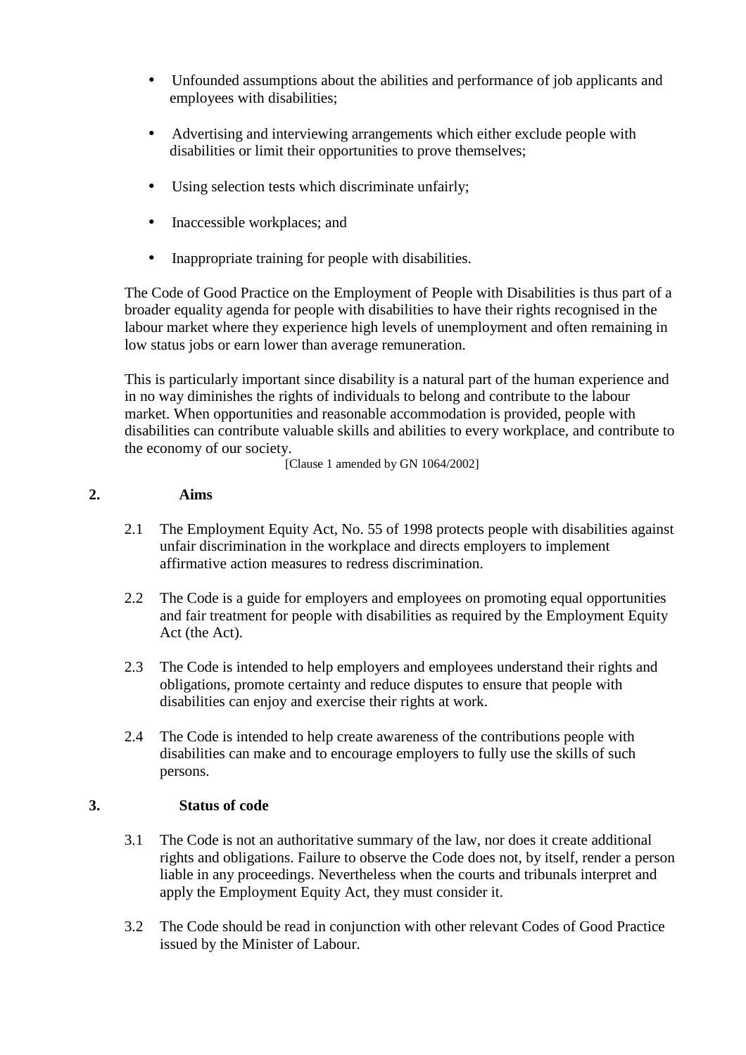- Unfounded assumptions about the abilities and performance of job applicants and employees with disabilities;
- Advertising and interviewing arrangements which either exclude people with disabilities or limit their opportunities to prove themselves;
- Using selection tests which discriminate unfairly;
- Inaccessible workplaces; and
- Inappropriate training for people with disabilities.

The Code of Good Practice on the Employment of People with Disabilities is thus part of a broader equality agenda for people with disabilities to have their rights recognised in the labour market where they experience high levels of unemployment and often remaining in low status jobs or earn lower than average remuneration.

This is particularly important since disability is a natural part of the human experience and in no way diminishes the rights of individuals to belong and contribute to the labour market. When opportunities and reasonable accommodation is provided, people with disabilities can contribute valuable skills and abilities to every workplace, and contribute to the economy of our society.

[Clause 1 amended by GN 1064/2002]

## 2. Aims

2.1 The Employment Equity Act, No. 55 of 1998 protects people with disabilities against unfair discrimination in the workplace and directs employers to implement affirmative action measures to redress discrimination.

2.2 The Code is a guide for employers and employees on promoting equal opportunities and fair treatment for people with disabilities as required by the Employment Equity Act (the Act).

2.3 The Code is intended to help employers and employees understand their rights and obligations, promote certainty and reduce disputes to ensure that people with disabilities can enjoy and exercise their rights at work.

2.4 The Code is intended to help create awareness of the contributions people with disabilities can make and to encourage employers to fully use the skills of such persons.

## 3. Status of code

3.1 The Code is not an authoritative summary of the law, nor does it create additional rights and obligations. Failure to observe the Code does not, by itself, render a person liable in any proceedings. Nevertheless when the courts and tribunals interpret and apply the Employment Equity Act, they must consider it.

3.2 The Code should be read in conjunction with other relevant Codes of Good Practice issued by the Minister of Labour.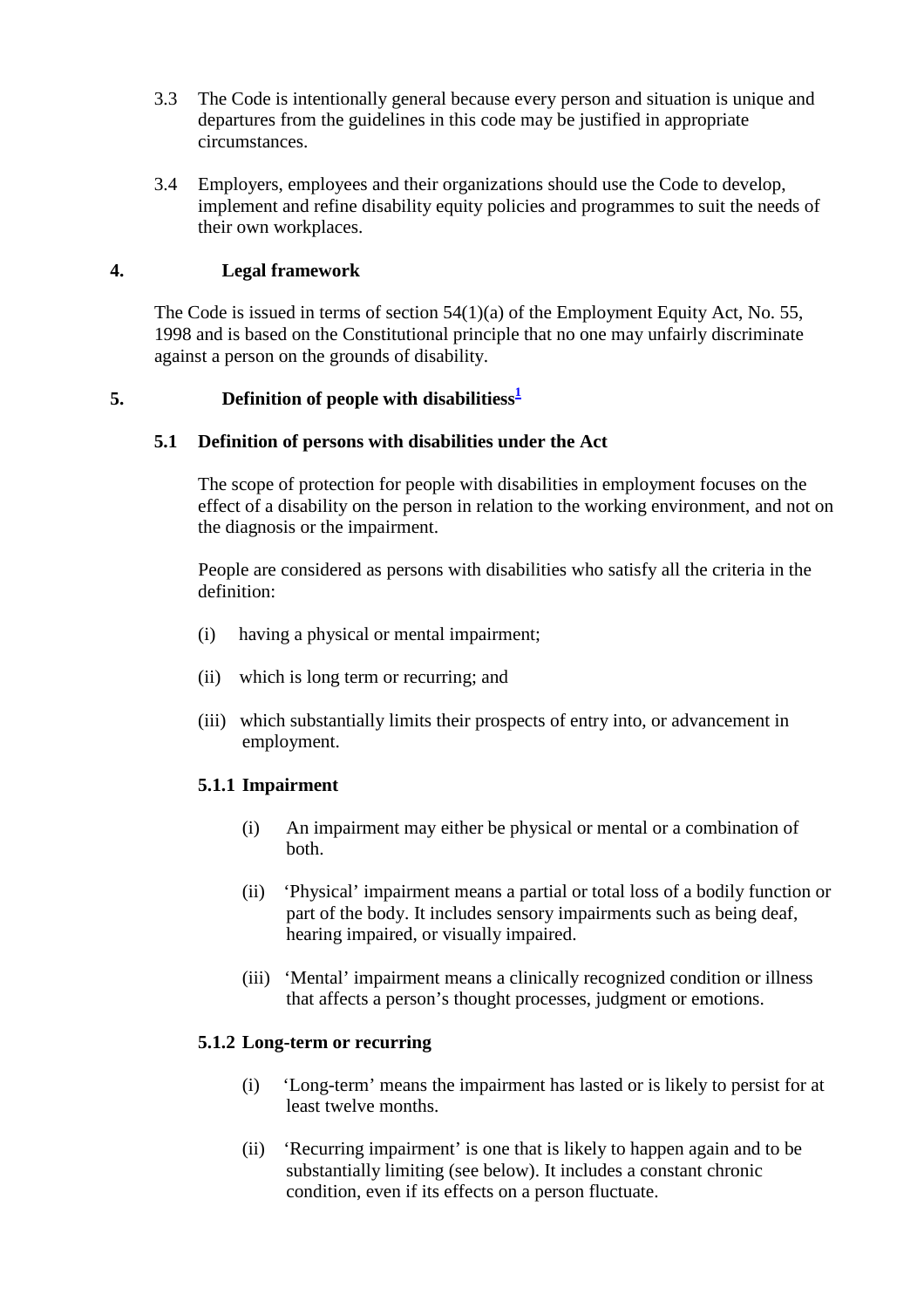3.3 The Code is intentionally general because every person and situation is unique and departures from the guidelines in this code may be justified in appropriate circumstances.

3.4 Employers, employees and their organizations should use the Code to develop, implement and refine disability equity policies and programmes to suit the needs of their own workplaces.

## 4. Legal framework

The Code is issued in terms of section 54(1)(a) of the Employment Equity Act, No. 55, 1998 and is based on the Constitutional principle that no one may unfairly discriminate against a person on the grounds of disability.

## 5. Definition of people with disabilitiess[1]

### 5.1 Definition of persons with disabilities under the Act

The scope of protection for people with disabilities in employment focuses on the effect of a disability on the person in relation to the working environment, and not on the diagnosis or the impairment.

People are considered as persons with disabilities who satisfy all the criteria in the definition:

(i) having a physical or mental impairment;

(ii) which is long term or recurring; and

(iii) which substantially limits their prospects of entry into, or advancement in employment.

#### 5.1.1 Impairment

(i) An impairment may either be physical or mental or a combination of both.

(ii) 'Physical' impairment means a partial or total loss of a bodily function or part of the body. It includes sensory impairments such as being deaf, hearing impaired, or visually impaired.

(iii) 'Mental' impairment means a clinically recognized condition or illness that affects a person's thought processes, judgment or emotions.

#### 5.1.2 Long-term or recurring

(i) 'Long-term' means the impairment has lasted or is likely to persist for at least twelve months.

(ii) 'Recurring impairment' is one that is likely to happen again and to be substantially limiting (see below). It includes a constant chronic condition, even if its effects on a person fluctuate.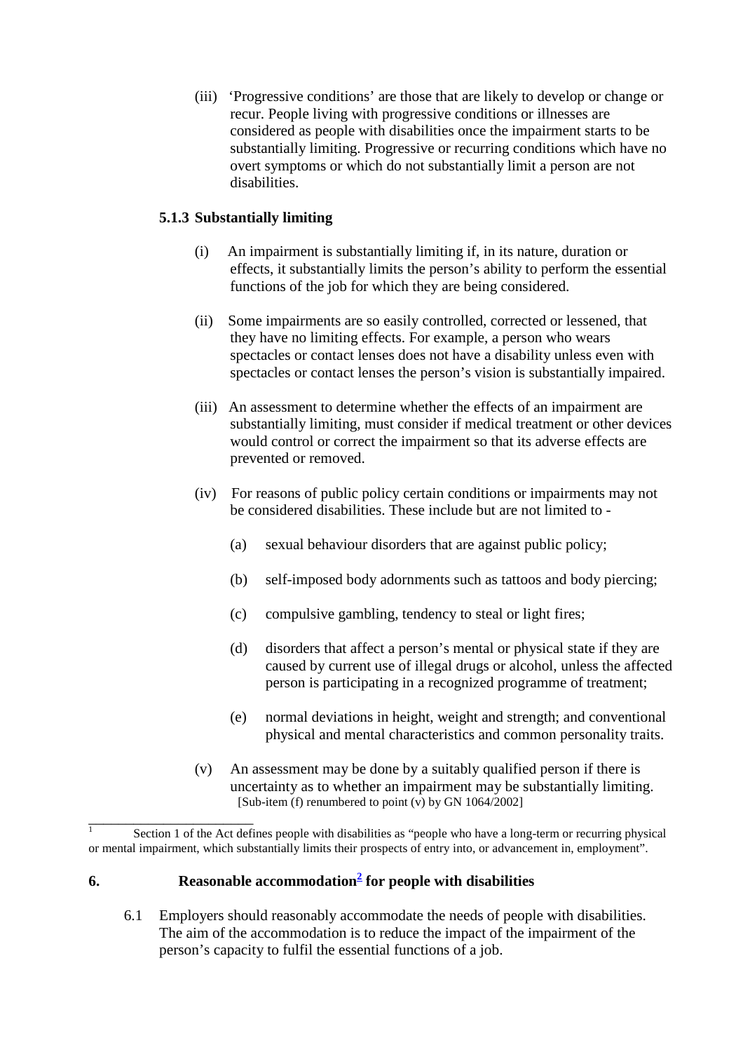(iii) 'Progressive conditions' are those that are likely to develop or change or recur. People living with progressive conditions or illnesses are considered as people with disabilities once the impairment starts to be substantially limiting. Progressive or recurring conditions which have no overt symptoms or which do not substantially limit a person are not disabilities.

### 5.1.3 Substantially limiting

(i) An impairment is substantially limiting if, in its nature, duration or effects, it substantially limits the person's ability to perform the essential functions of the job for which they are being considered.

(ii) Some impairments are so easily controlled, corrected or lessened, that they have no limiting effects. For example, a person who wears spectacles or contact lenses does not have a disability unless even with spectacles or contact lenses the person's vision is substantially impaired.

(iii) An assessment to determine whether the effects of an impairment are substantially limiting, must consider if medical treatment or other devices would control or correct the impairment so that its adverse effects are prevented or removed.

(iv) For reasons of public policy certain conditions or impairments may not be considered disabilities. These include but are not limited to -

- (a) sexual behaviour disorders that are against public policy;
- (b) self-imposed body adornments such as tattoos and body piercing;
- (c) compulsive gambling, tendency to steal or light fires;
- (d) disorders that affect a person's mental or physical state if they are caused by current use of illegal drugs or alcohol, unless the affected person is participating in a recognized programme of treatment;
- (e) normal deviations in height, weight and strength; and conventional physical and mental characteristics and common personality traits.

(v) An assessment may be done by a suitably qualified person if there is uncertainty as to whether an impairment may be substantially limiting.
[Sub-item (f) renumbered to point (v) by GN 1064/2002]

---

[1] Section 1 of the Act defines people with disabilities as "people who have a long-term or recurring physical or mental impairment, which substantially limits their prospects of entry into, or advancement in, employment".

## 6. Reasonable accommodation[2] for people with disabilities

6.1 Employers should reasonably accommodate the needs of people with disabilities. The aim of the accommodation is to reduce the impact of the impairment of the person's capacity to fulfil the essential functions of a job.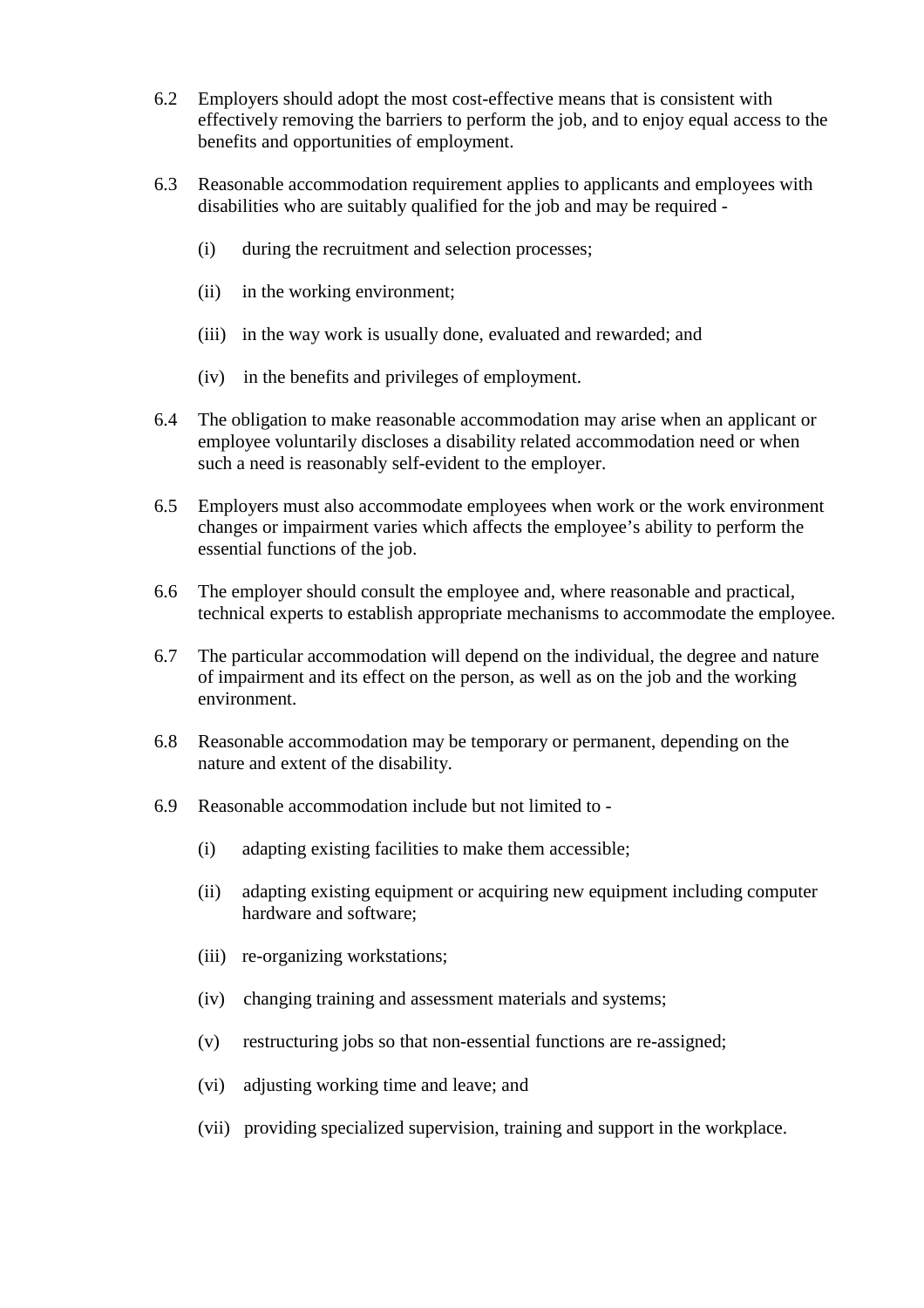6.2 Employers should adopt the most cost-effective means that is consistent with effectively removing the barriers to perform the job, and to enjoy equal access to the benefits and opportunities of employment.

6.3 Reasonable accommodation requirement applies to applicants and employees with disabilities who are suitably qualified for the job and may be required -

(i) during the recruitment and selection processes;

(ii) in the working environment;

(iii) in the way work is usually done, evaluated and rewarded; and

(iv) in the benefits and privileges of employment.

6.4 The obligation to make reasonable accommodation may arise when an applicant or employee voluntarily discloses a disability related accommodation need or when such a need is reasonably self-evident to the employer.

6.5 Employers must also accommodate employees when work or the work environment changes or impairment varies which affects the employee's ability to perform the essential functions of the job.

6.6 The employer should consult the employee and, where reasonable and practical, technical experts to establish appropriate mechanisms to accommodate the employee.

6.7 The particular accommodation will depend on the individual, the degree and nature of impairment and its effect on the person, as well as on the job and the working environment.

6.8 Reasonable accommodation may be temporary or permanent, depending on the nature and extent of the disability.

6.9 Reasonable accommodation include but not limited to -

(i) adapting existing facilities to make them accessible;

(ii) adapting existing equipment or acquiring new equipment including computer hardware and software;

(iii) re-organizing workstations;

(iv) changing training and assessment materials and systems;

(v) restructuring jobs so that non-essential functions are re-assigned;

(vi) adjusting working time and leave; and

(vii) providing specialized supervision, training and support in the workplace.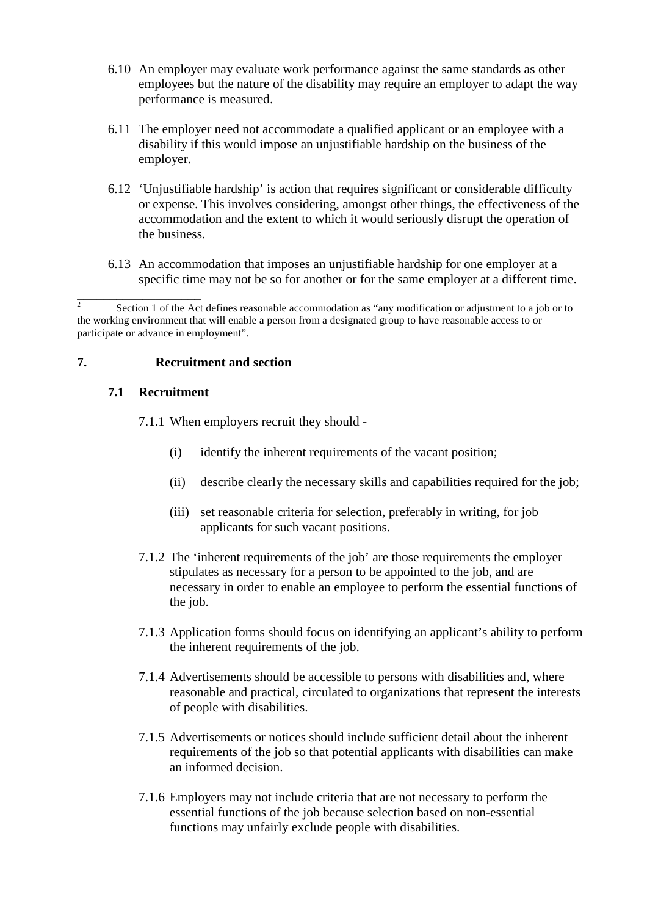6.10 An employer may evaluate work performance against the same standards as other employees but the nature of the disability may require an employer to adapt the way performance is measured.

6.11 The employer need not accommodate a qualified applicant or an employee with a disability if this would impose an unjustifiable hardship on the business of the employer.

6.12 'Unjustifiable hardship' is action that requires significant or considerable difficulty or expense. This involves considering, amongst other things, the effectiveness of the accommodation and the extent to which it would seriously disrupt the operation of the business.

6.13 An accommodation that imposes an unjustifiable hardship for one employer at a specific time may not be so for another or for the same employer at a different time.

---

[2] Section 1 of the Act defines reasonable accommodation as "any modification or adjustment to a job or to the working environment that will enable a person from a designated group to have reasonable access to or participate or advance in employment".

## 7. Recruitment and section

### 7.1 Recruitment

7.1.1 When employers recruit they should -

(i) identify the inherent requirements of the vacant position;

(ii) describe clearly the necessary skills and capabilities required for the job;

(iii) set reasonable criteria for selection, preferably in writing, for job applicants for such vacant positions.

7.1.2 The 'inherent requirements of the job' are those requirements the employer stipulates as necessary for a person to be appointed to the job, and are necessary in order to enable an employee to perform the essential functions of the job.

7.1.3 Application forms should focus on identifying an applicant's ability to perform the inherent requirements of the job.

7.1.4 Advertisements should be accessible to persons with disabilities and, where reasonable and practical, circulated to organizations that represent the interests of people with disabilities.

7.1.5 Advertisements or notices should include sufficient detail about the inherent requirements of the job so that potential applicants with disabilities can make an informed decision.

7.1.6 Employers may not include criteria that are not necessary to perform the essential functions of the job because selection based on non-essential functions may unfairly exclude people with disabilities.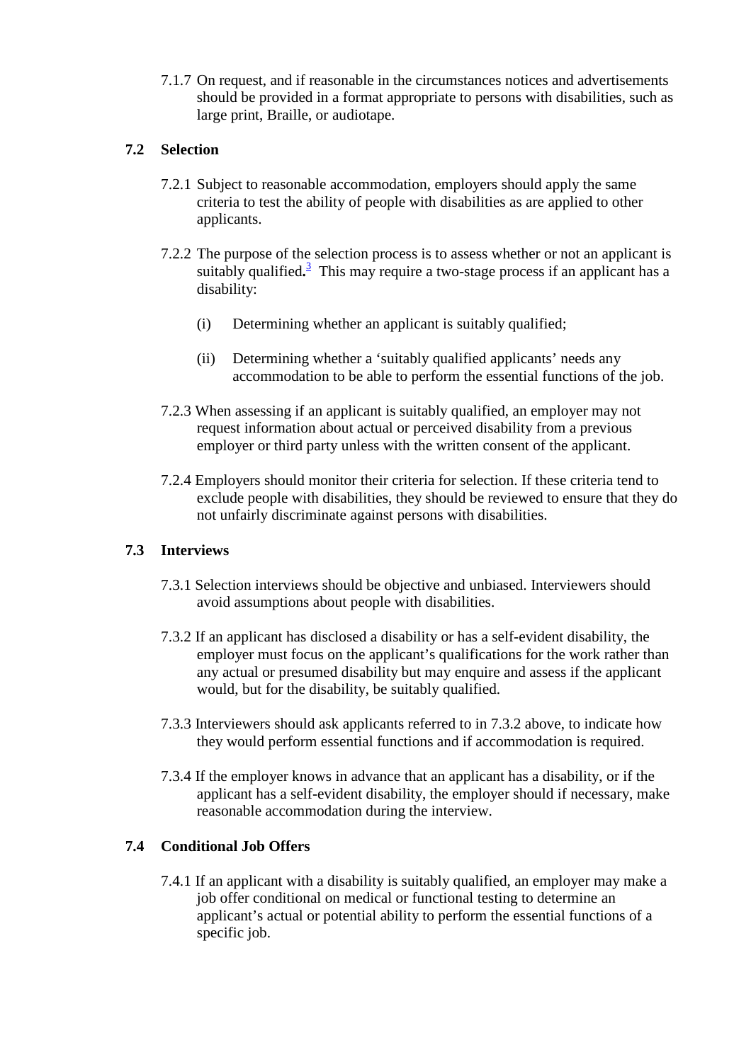7.1.7 On request, and if reasonable in the circumstances notices and advertisements should be provided in a format appropriate to persons with disabilities, such as large print, Braille, or audiotape.

### 7.2 Selection

7.2.1 Subject to reasonable accommodation, employers should apply the same criteria to test the ability of people with disabilities as are applied to other applicants.

7.2.2 The purpose of the selection process is to assess whether or not an applicant is suitably qualified**.**[3] This may require a two-stage process if an applicant has a disability:

(i) Determining whether an applicant is suitably qualified;

(ii) Determining whether a 'suitably qualified applicants' needs any accommodation to be able to perform the essential functions of the job.

7.2.3 When assessing if an applicant is suitably qualified, an employer may not request information about actual or perceived disability from a previous employer or third party unless with the written consent of the applicant.

7.2.4 Employers should monitor their criteria for selection. If these criteria tend to exclude people with disabilities, they should be reviewed to ensure that they do not unfairly discriminate against persons with disabilities.

### 7.3 Interviews

7.3.1 Selection interviews should be objective and unbiased. Interviewers should avoid assumptions about people with disabilities.

7.3.2 If an applicant has disclosed a disability or has a self-evident disability, the employer must focus on the applicant's qualifications for the work rather than any actual or presumed disability but may enquire and assess if the applicant would, but for the disability, be suitably qualified.

7.3.3 Interviewers should ask applicants referred to in 7.3.2 above, to indicate how they would perform essential functions and if accommodation is required.

7.3.4 If the employer knows in advance that an applicant has a disability, or if the applicant has a self-evident disability, the employer should if necessary, make reasonable accommodation during the interview.

### 7.4 Conditional Job Offers

7.4.1 If an applicant with a disability is suitably qualified, an employer may make a job offer conditional on medical or functional testing to determine an applicant's actual or potential ability to perform the essential functions of a specific job.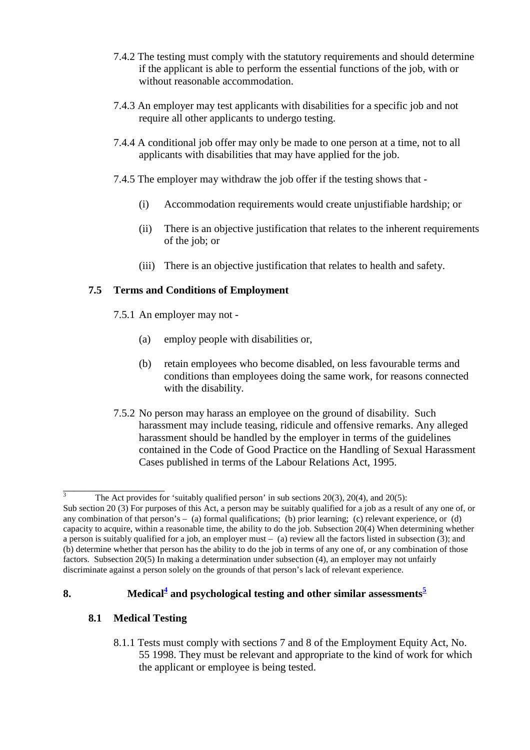7.4.2 The testing must comply with the statutory requirements and should determine if the applicant is able to perform the essential functions of the job, with or without reasonable accommodation.

7.4.3 An employer may test applicants with disabilities for a specific job and not require all other applicants to undergo testing.

7.4.4 A conditional job offer may only be made to one person at a time, not to all applicants with disabilities that may have applied for the job.

7.4.5 The employer may withdraw the job offer if the testing shows that -

(i) Accommodation requirements would create unjustifiable hardship; or

(ii) There is an objective justification that relates to the inherent requirements of the job; or

(iii) There is an objective justification that relates to health and safety.

### 7.5 Terms and Conditions of Employment

7.5.1 An employer may not -

(a) employ people with disabilities or,

(b) retain employees who become disabled, on less favourable terms and conditions than employees doing the same work, for reasons connected with the disability.

7.5.2 No person may harass an employee on the ground of disability. Such harassment may include teasing, ridicule and offensive remarks. Any alleged harassment should be handled by the employer in terms of the guidelines contained in the Code of Good Practice on the Handling of Sexual Harassment Cases published in terms of the Labour Relations Act, 1995.

---

[3] The Act provides for 'suitably qualified person' in sub sections 20(3), 20(4), and 20(5): Sub section 20 (3) For purposes of this Act, a person may be suitably qualified for a job as a result of any one of, or any combination of that person's – (a) formal qualifications; (b) prior learning; (c) relevant experience, or (d) capacity to acquire, within a reasonable time, the ability to do the job. Subsection 20(4) When determining whether a person is suitably qualified for a job, an employer must – (a) review all the factors listed in subsection (3); and (b) determine whether that person has the ability to do the job in terms of any one of, or any combination of those factors. Subsection 20(5) In making a determination under subsection (4), an employer may not unfairly discriminate against a person solely on the grounds of that person's lack of relevant experience.

## 8. Medical[4] and psychological testing and other similar assessments[5]

### 8.1 Medical Testing

8.1.1 Tests must comply with sections 7 and 8 of the Employment Equity Act, No. 55 1998. They must be relevant and appropriate to the kind of work for which the applicant or employee is being tested.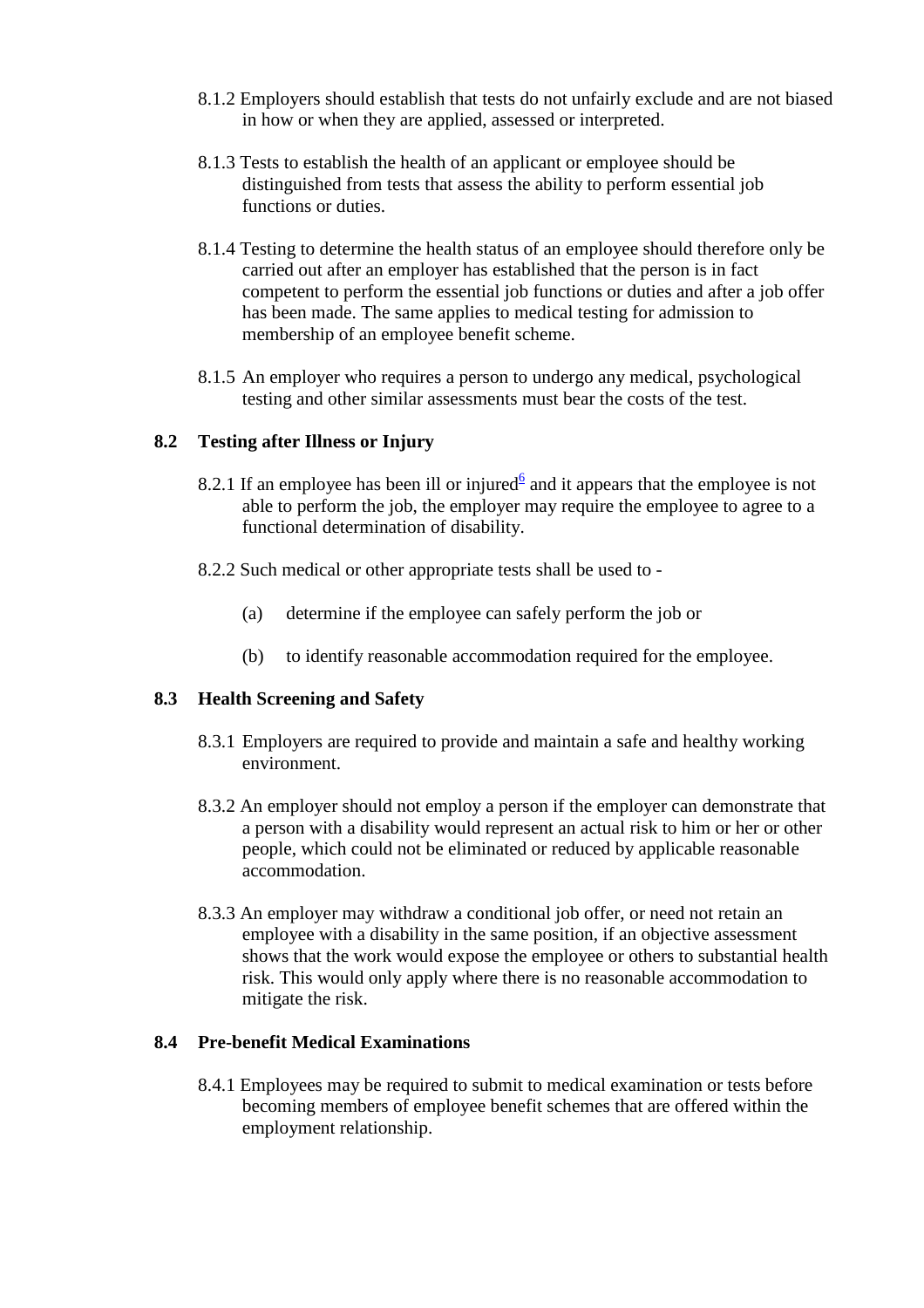8.1.2 Employers should establish that tests do not unfairly exclude and are not biased in how or when they are applied, assessed or interpreted.

8.1.3 Tests to establish the health of an applicant or employee should be distinguished from tests that assess the ability to perform essential job functions or duties.

8.1.4 Testing to determine the health status of an employee should therefore only be carried out after an employer has established that the person is in fact competent to perform the essential job functions or duties and after a job offer has been made. The same applies to medical testing for admission to membership of an employee benefit scheme.

8.1.5 An employer who requires a person to undergo any medical, psychological testing and other similar assessments must bear the costs of the test.

### 8.2 Testing after Illness or Injury

8.2.1 If an employee has been ill or injured[6] and it appears that the employee is not able to perform the job, the employer may require the employee to agree to a functional determination of disability.

8.2.2 Such medical or other appropriate tests shall be used to -

(a) determine if the employee can safely perform the job or

(b) to identify reasonable accommodation required for the employee.

### 8.3 Health Screening and Safety

8.3.1 Employers are required to provide and maintain a safe and healthy working environment.

8.3.2 An employer should not employ a person if the employer can demonstrate that a person with a disability would represent an actual risk to him or her or other people, which could not be eliminated or reduced by applicable reasonable accommodation.

8.3.3 An employer may withdraw a conditional job offer, or need not retain an employee with a disability in the same position, if an objective assessment shows that the work would expose the employee or others to substantial health risk. This would only apply where there is no reasonable accommodation to mitigate the risk.

### 8.4 Pre-benefit Medical Examinations

8.4.1 Employees may be required to submit to medical examination or tests before becoming members of employee benefit schemes that are offered within the employment relationship.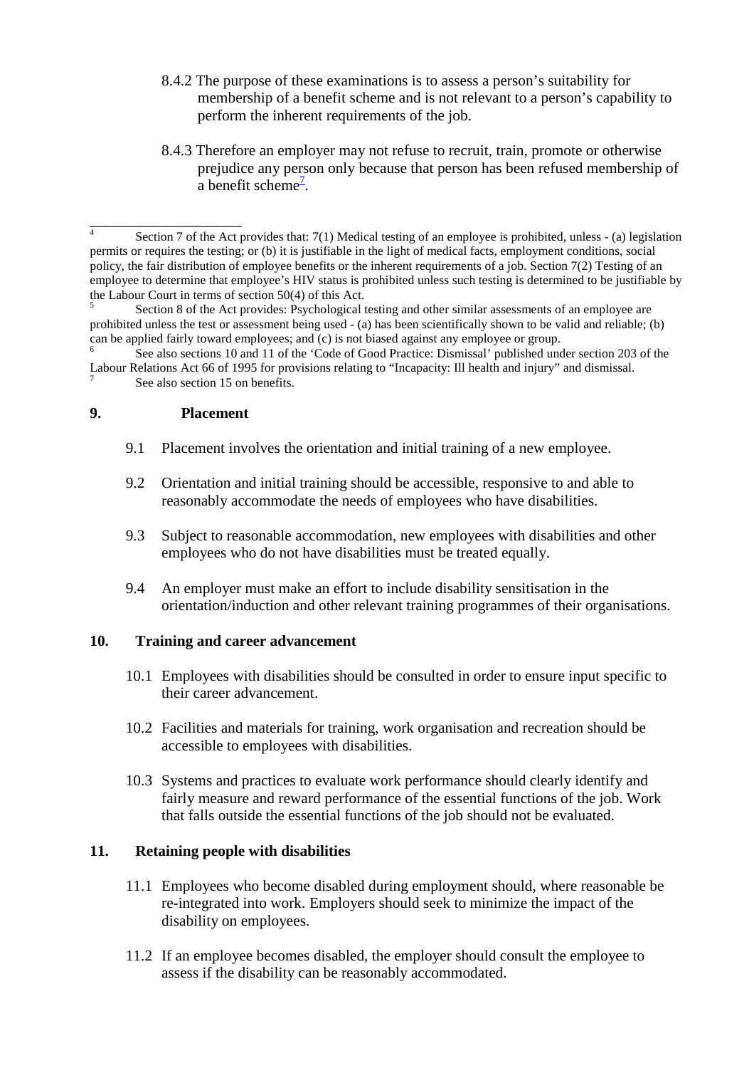8.4.2 The purpose of these examinations is to assess a person's suitability for membership of a benefit scheme and is not relevant to a person's capability to perform the inherent requirements of the job.

8.4.3 Therefore an employer may not refuse to recruit, train, promote or otherwise prejudice any person only because that person has been refused membership of a benefit scheme[7].

---

[4] Section 7 of the Act provides that: 7(1) Medical testing of an employee is prohibited, unless - (a) legislation permits or requires the testing; or (b) it is justifiable in the light of medical facts, employment conditions, social policy, the fair distribution of employee benefits or the inherent requirements of a job. Section 7(2) Testing of an employee to determine that employee's HIV status is prohibited unless such testing is determined to be justifiable by the Labour Court in terms of section 50(4) of this Act.

[5] Section 8 of the Act provides: Psychological testing and other similar assessments of an employee are prohibited unless the test or assessment being used - (a) has been scientifically shown to be valid and reliable; (b) can be applied fairly toward employees; and (c) is not biased against any employee or group.

[6] See also sections 10 and 11 of the 'Code of Good Practice: Dismissal' published under section 203 of the Labour Relations Act 66 of 1995 for provisions relating to "Incapacity: Ill health and injury" and dismissal.

[7] See also section 15 on benefits.

## 9. Placement

9.1 Placement involves the orientation and initial training of a new employee.

9.2 Orientation and initial training should be accessible, responsive to and able to reasonably accommodate the needs of employees who have disabilities.

9.3 Subject to reasonable accommodation, new employees with disabilities and other employees who do not have disabilities must be treated equally.

9.4 An employer must make an effort to include disability sensitisation in the orientation/induction and other relevant training programmes of their organisations.

## 10. Training and career advancement

10.1 Employees with disabilities should be consulted in order to ensure input specific to their career advancement.

10.2 Facilities and materials for training, work organisation and recreation should be accessible to employees with disabilities.

10.3 Systems and practices to evaluate work performance should clearly identify and fairly measure and reward performance of the essential functions of the job. Work that falls outside the essential functions of the job should not be evaluated.

## 11. Retaining people with disabilities

11.1 Employees who become disabled during employment should, where reasonable be re-integrated into work. Employers should seek to minimize the impact of the disability on employees.

11.2 If an employee becomes disabled, the employer should consult the employee to assess if the disability can be reasonably accommodated.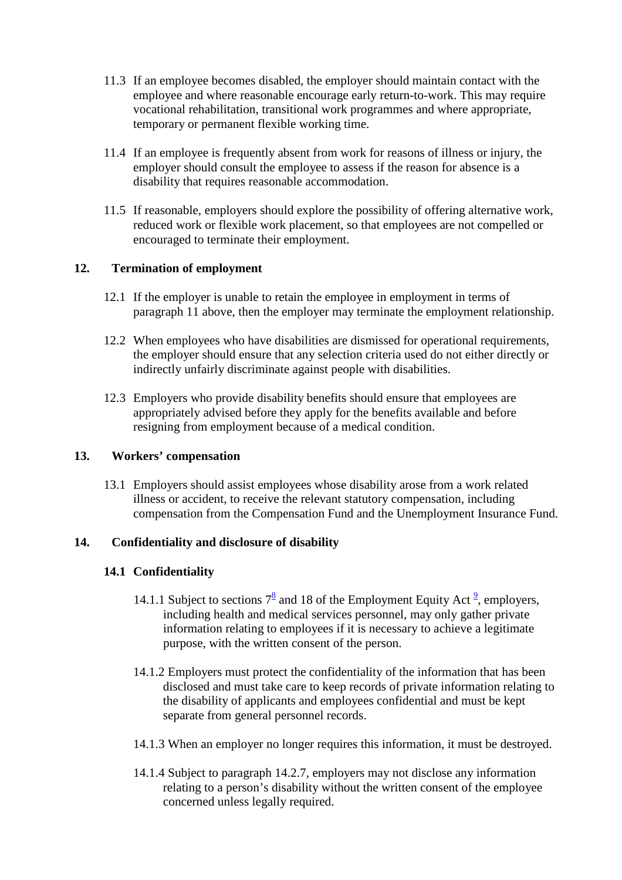11.3 If an employee becomes disabled, the employer should maintain contact with the employee and where reasonable encourage early return-to-work. This may require vocational rehabilitation, transitional work programmes and where appropriate, temporary or permanent flexible working time.

11.4 If an employee is frequently absent from work for reasons of illness or injury, the employer should consult the employee to assess if the reason for absence is a disability that requires reasonable accommodation.

11.5 If reasonable, employers should explore the possibility of offering alternative work, reduced work or flexible work placement, so that employees are not compelled or encouraged to terminate their employment.

## 12. Termination of employment

12.1 If the employer is unable to retain the employee in employment in terms of paragraph 11 above, then the employer may terminate the employment relationship.

12.2 When employees who have disabilities are dismissed for operational requirements, the employer should ensure that any selection criteria used do not either directly or indirectly unfairly discriminate against people with disabilities.

12.3 Employers who provide disability benefits should ensure that employees are appropriately advised before they apply for the benefits available and before resigning from employment because of a medical condition.

## 13. Workers' compensation

13.1 Employers should assist employees whose disability arose from a work related illness or accident, to receive the relevant statutory compensation, including compensation from the Compensation Fund and the Unemployment Insurance Fund.

## 14. Confidentiality and disclosure of disability

### 14.1 Confidentiality

14.1.1 Subject to sections 7[8] and 18 of the Employment Equity Act [9], employers, including health and medical services personnel, may only gather private information relating to employees if it is necessary to achieve a legitimate purpose, with the written consent of the person.

14.1.2 Employers must protect the confidentiality of the information that has been disclosed and must take care to keep records of private information relating to the disability of applicants and employees confidential and must be kept separate from general personnel records.

14.1.3 When an employer no longer requires this information, it must be destroyed.

14.1.4 Subject to paragraph 14.2.7, employers may not disclose any information relating to a person's disability without the written consent of the employee concerned unless legally required.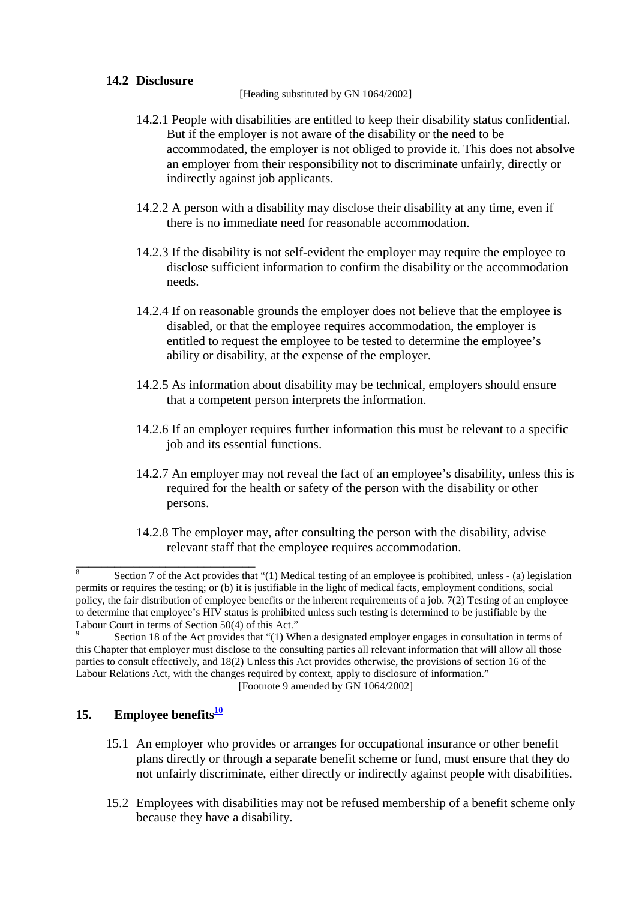### 14.2 Disclosure

[Heading substituted by GN 1064/2002]

14.2.1 People with disabilities are entitled to keep their disability status confidential. But if the employer is not aware of the disability or the need to be accommodated, the employer is not obliged to provide it. This does not absolve an employer from their responsibility not to discriminate unfairly, directly or indirectly against job applicants.

14.2.2 A person with a disability may disclose their disability at any time, even if there is no immediate need for reasonable accommodation.

14.2.3 If the disability is not self-evident the employer may require the employee to disclose sufficient information to confirm the disability or the accommodation needs.

14.2.4 If on reasonable grounds the employer does not believe that the employee is disabled, or that the employee requires accommodation, the employer is entitled to request the employee to be tested to determine the employee's ability or disability, at the expense of the employer.

14.2.5 As information about disability may be technical, employers should ensure that a competent person interprets the information.

14.2.6 If an employer requires further information this must be relevant to a specific job and its essential functions.

14.2.7 An employer may not reveal the fact of an employee's disability, unless this is required for the health or safety of the person with the disability or other persons.

14.2.8 The employer may, after consulting the person with the disability, advise relevant staff that the employee requires accommodation.

---

[8] Section 7 of the Act provides that "(1) Medical testing of an employee is prohibited, unless - (a) legislation permits or requires the testing; or (b) it is justifiable in the light of medical facts, employment conditions, social policy, the fair distribution of employee benefits or the inherent requirements of a job. 7(2) Testing of an employee to determine that employee's HIV status is prohibited unless such testing is determined to be justifiable by the Labour Court in terms of Section 50(4) of this Act."

[9] Section 18 of the Act provides that "(1) When a designated employer engages in consultation in terms of this Chapter that employer must disclose to the consulting parties all relevant information that will allow all those parties to consult effectively, and 18(2) Unless this Act provides otherwise, the provisions of section 16 of the Labour Relations Act, with the changes required by context, apply to disclosure of information."

[Footnote 9 amended by GN 1064/2002]

## 15. Employee benefits[10]

15.1 An employer who provides or arranges for occupational insurance or other benefit plans directly or through a separate benefit scheme or fund, must ensure that they do not unfairly discriminate, either directly or indirectly against people with disabilities.

15.2 Employees with disabilities may not be refused membership of a benefit scheme only because they have a disability.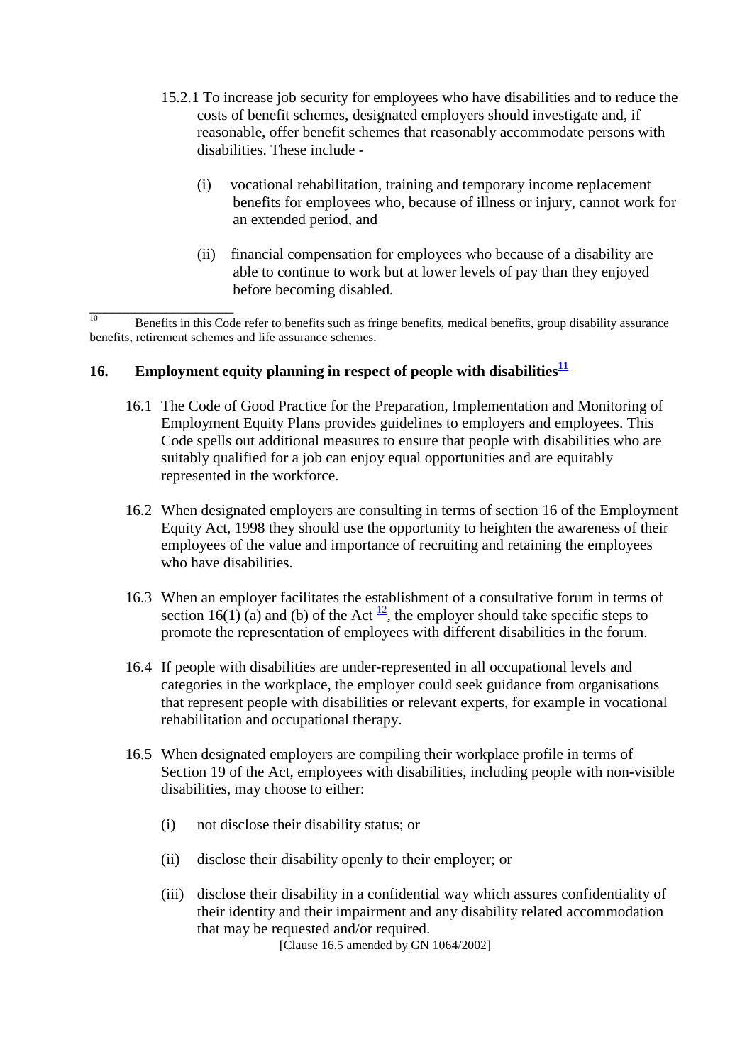15.2.1 To increase job security for employees who have disabilities and to reduce the costs of benefit schemes, designated employers should investigate and, if reasonable, offer benefit schemes that reasonably accommodate persons with disabilities. These include -

(i) vocational rehabilitation, training and temporary income replacement benefits for employees who, because of illness or injury, cannot work for an extended period, and

(ii) financial compensation for employees who because of a disability are able to continue to work but at lower levels of pay than they enjoyed before becoming disabled.

---

[10] Benefits in this Code refer to benefits such as fringe benefits, medical benefits, group disability assurance benefits, retirement schemes and life assurance schemes.

## 16. Employment equity planning in respect of people with disabilities[11]

16.1 The Code of Good Practice for the Preparation, Implementation and Monitoring of Employment Equity Plans provides guidelines to employers and employees. This Code spells out additional measures to ensure that people with disabilities who are suitably qualified for a job can enjoy equal opportunities and are equitably represented in the workforce.

16.2 When designated employers are consulting in terms of section 16 of the Employment Equity Act, 1998 they should use the opportunity to heighten the awareness of their employees of the value and importance of recruiting and retaining the employees who have disabilities.

16.3 When an employer facilitates the establishment of a consultative forum in terms of section 16(1) (a) and (b) of the Act [12], the employer should take specific steps to promote the representation of employees with different disabilities in the forum.

16.4 If people with disabilities are under-represented in all occupational levels and categories in the workplace, the employer could seek guidance from organisations that represent people with disabilities or relevant experts, for example in vocational rehabilitation and occupational therapy.

16.5 When designated employers are compiling their workplace profile in terms of Section 19 of the Act, employees with disabilities, including people with non-visible disabilities, may choose to either:

(i) not disclose their disability status; or

(ii) disclose their disability openly to their employer; or

(iii) disclose their disability in a confidential way which assures confidentiality of their identity and their impairment and any disability related accommodation that may be requested and/or required.

[Clause 16.5 amended by GN 1064/2002]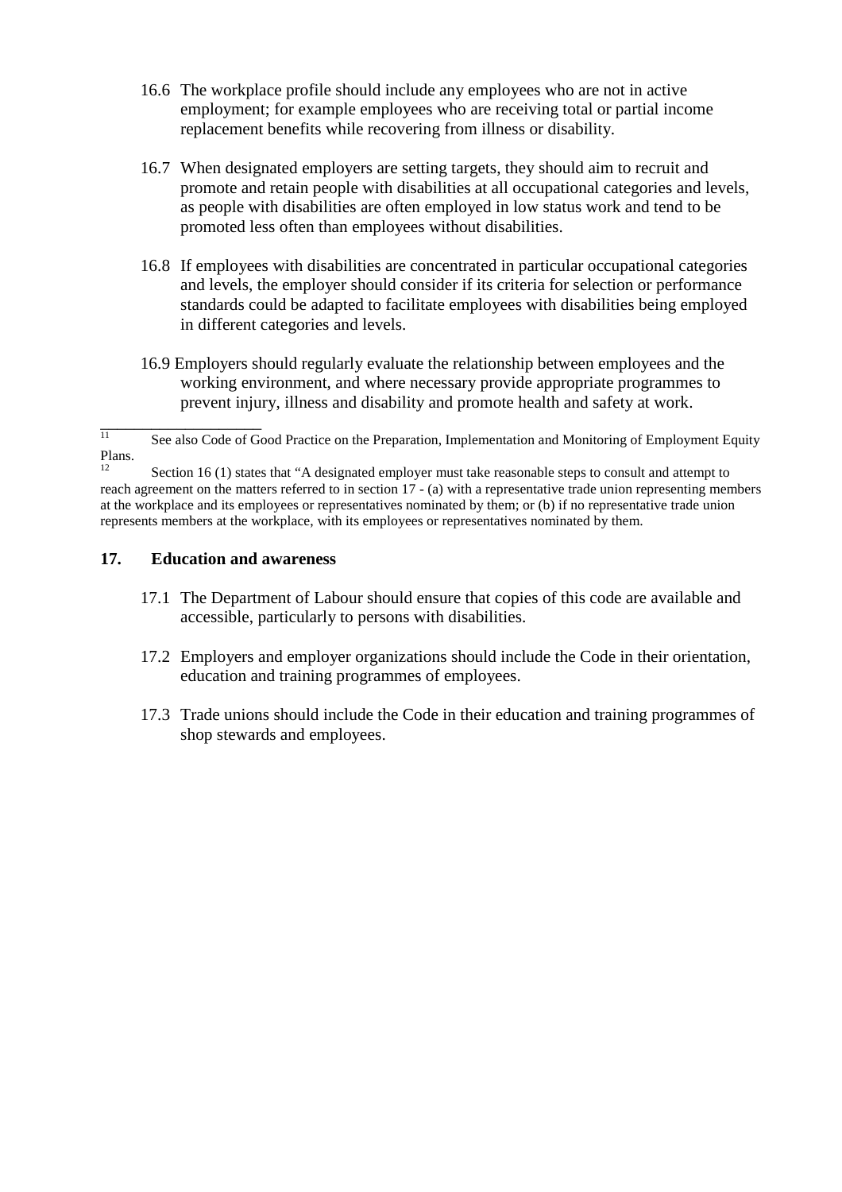16.6 The workplace profile should include any employees who are not in active employment; for example employees who are receiving total or partial income replacement benefits while recovering from illness or disability.

16.7 When designated employers are setting targets, they should aim to recruit and promote and retain people with disabilities at all occupational categories and levels, as people with disabilities are often employed in low status work and tend to be promoted less often than employees without disabilities.

16.8 If employees with disabilities are concentrated in particular occupational categories and levels, the employer should consider if its criteria for selection or performance standards could be adapted to facilitate employees with disabilities being employed in different categories and levels.

16.9 Employers should regularly evaluate the relationship between employees and the working environment, and where necessary provide appropriate programmes to prevent injury, illness and disability and promote health and safety at work.

---

[11] See also Code of Good Practice on the Preparation, Implementation and Monitoring of Employment Equity Plans.

[12] Section 16 (1) states that "A designated employer must take reasonable steps to consult and attempt to reach agreement on the matters referred to in section 17 - (a) with a representative trade union representing members at the workplace and its employees or representatives nominated by them; or (b) if no representative trade union represents members at the workplace, with its employees or representatives nominated by them.

## 17. Education and awareness

17.1 The Department of Labour should ensure that copies of this code are available and accessible, particularly to persons with disabilities.

17.2 Employers and employer organizations should include the Code in their orientation, education and training programmes of employees.

17.3 Trade unions should include the Code in their education and training programmes of shop stewards and employees.